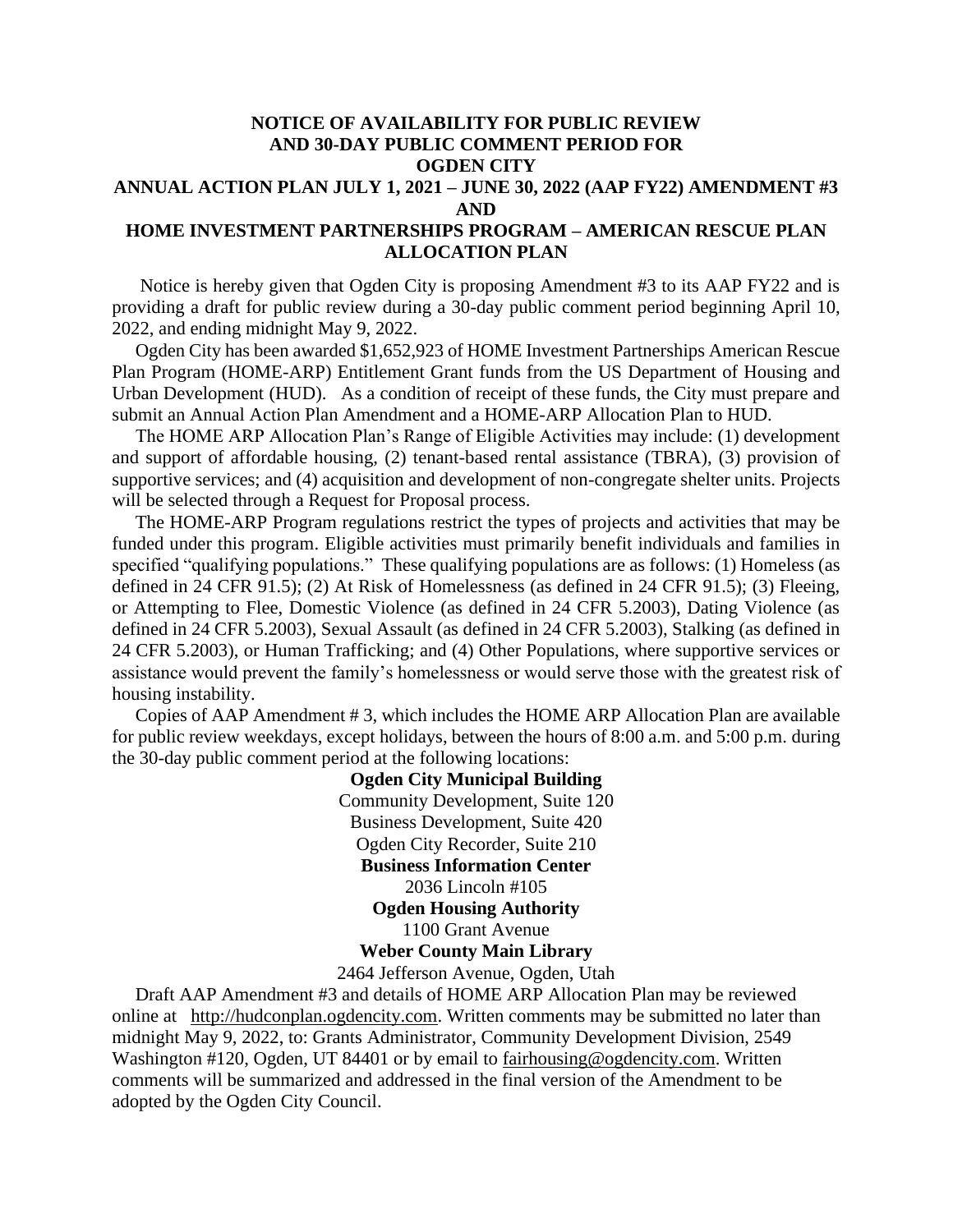# NOTICE OF AVAILABILITY FOR PUBLIC REVIEW AND 30-DAY PUBLIC COMMENT PERIOD FOR OGDEN CITY ANNUAL ACTION PLAN JULY 1, 2021 – JUNE 30, 2022 (AAP FY22) AMENDMENT #3 AND HOME INVESTMENT PARTNERSHIPS PROGRAM – AMERICAN RESCUE PLAN ALLOCATION PLAN

Notice is hereby given that Ogden City is proposing Amendment #3 to its AAP FY22 and is providing a draft for public review during a 30-day public comment period beginning April 10, 2022, and ending midnight May 9, 2022.

Ogden City has been awarded $1,652,923 of HOME Investment Partnerships American Rescue Plan Program (HOME-ARP) Entitlement Grant funds from the US Department of Housing and Urban Development (HUD). As a condition of receipt of these funds, the City must prepare and submit an Annual Action Plan Amendment and a HOME-ARP Allocation Plan to HUD.

The HOME ARP Allocation Plan's Range of Eligible Activities may include: (1) development and support of affordable housing, (2) tenant-based rental assistance (TBRA), (3) provision of supportive services; and (4) acquisition and development of non-congregate shelter units. Projects will be selected through a Request for Proposal process.

The HOME-ARP Program regulations restrict the types of projects and activities that may be funded under this program. Eligible activities must primarily benefit individuals and families in specified "qualifying populations." These qualifying populations are as follows: (1) Homeless (as defined in 24 CFR 91.5); (2) At Risk of Homelessness (as defined in 24 CFR 91.5); (3) Fleeing, or Attempting to Flee, Domestic Violence (as defined in 24 CFR 5.2003), Dating Violence (as defined in 24 CFR 5.2003), Sexual Assault (as defined in 24 CFR 5.2003), Stalking (as defined in 24 CFR 5.2003), or Human Trafficking; and (4) Other Populations, where supportive services or assistance would prevent the family's homelessness or would serve those with the greatest risk of housing instability.

Copies of AAP Amendment # 3, which includes the HOME ARP Allocation Plan are available for public review weekdays, except holidays, between the hours of 8:00 a.m. and 5:00 p.m. during the 30-day public comment period at the following locations:

**Ogden City Municipal Building**
Community Development, Suite 120
Business Development, Suite 420
Ogden City Recorder, Suite 210

**Business Information Center**
2036 Lincoln #105

**Ogden Housing Authority**
1100 Grant Avenue

**Weber County Main Library**
2464 Jefferson Avenue, Ogden, Utah

Draft AAP Amendment #3 and details of HOME ARP Allocation Plan may be reviewed online at http://hudconplan.ogdencity.com. Written comments may be submitted no later than midnight May 9, 2022, to: Grants Administrator, Community Development Division, 2549 Washington #120, Ogden, UT 84401 or by email to fairhousing@ogdencity.com. Written comments will be summarized and addressed in the final version of the Amendment to be adopted by the Ogden City Council.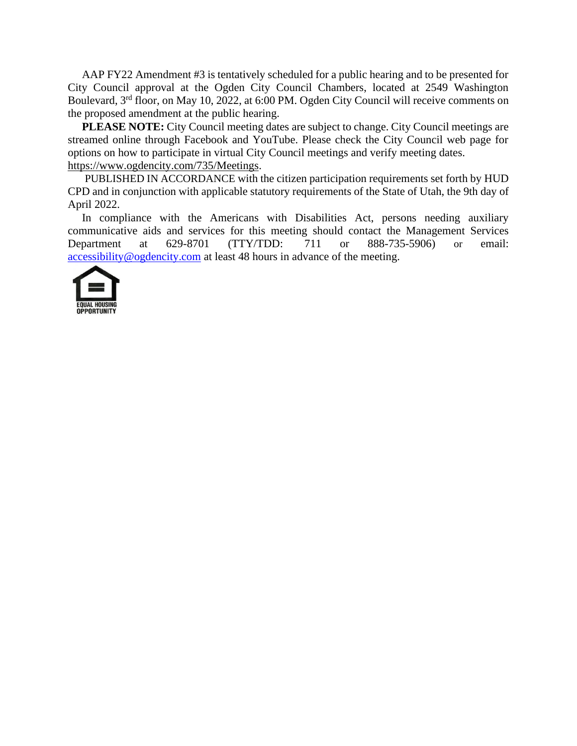AAP FY22 Amendment #3 is tentatively scheduled for a public hearing and to be presented for City Council approval at the Ogden City Council Chambers, located at 2549 Washington Boulevard, 3rd floor, on May 10, 2022, at 6:00 PM. Ogden City Council will receive comments on the proposed amendment at the public hearing.

**PLEASE NOTE:** City Council meeting dates are subject to change. City Council meetings are streamed online through Facebook and YouTube. Please check the City Council web page for options on how to participate in virtual City Council meetings and verify meeting dates. https://www.ogdencity.com/735/Meetings.

PUBLISHED IN ACCORDANCE with the citizen participation requirements set forth by HUD CPD and in conjunction with applicable statutory requirements of the State of Utah, the 9th day of April 2022.

In compliance with the Americans with Disabilities Act, persons needing auxiliary communicative aids and services for this meeting should contact the Management Services Department at 629-8701 (TTY/TDD: 711 or 888-735-5906) or email: accessibility@ogdencity.com at least 48 hours in advance of the meeting.

EQUAL HOUSING OPPORTUNITY